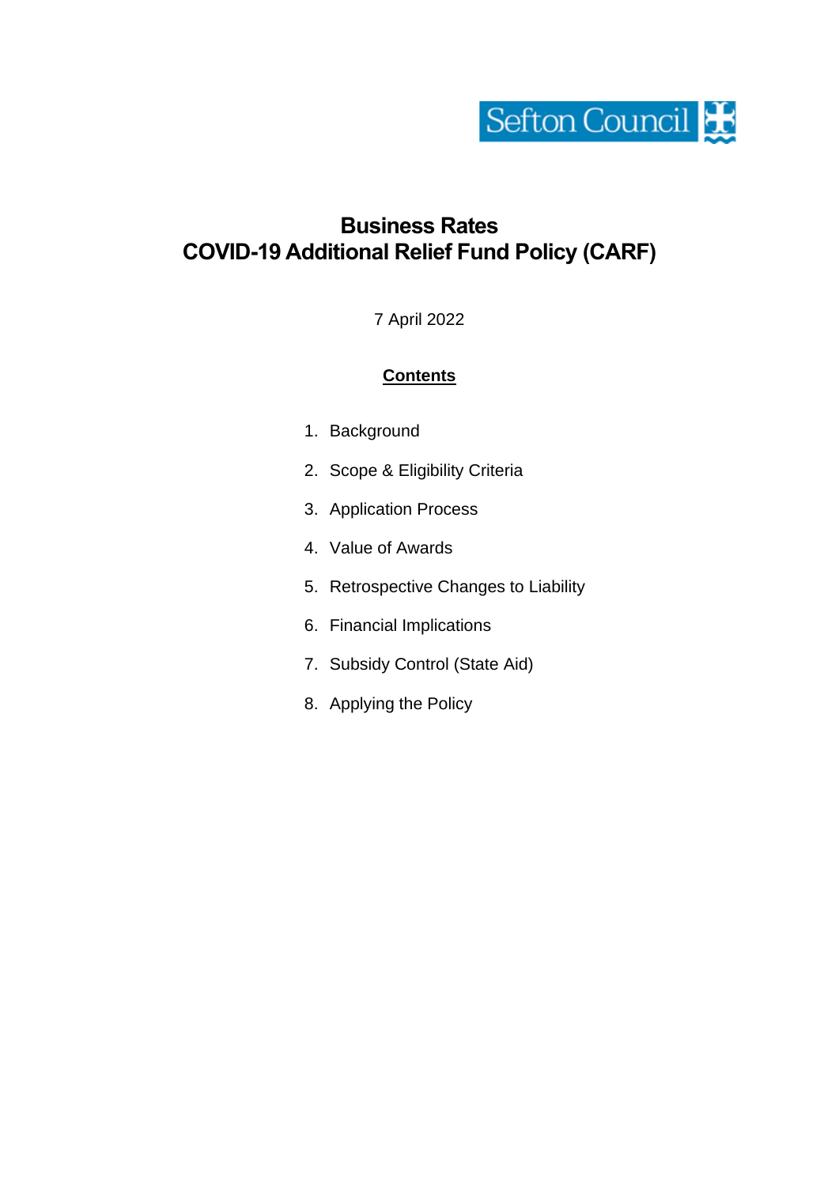Sefton Council

# Business Rates
# COVID-19 Additional Relief Fund Policy (CARF)

7 April 2022

**Contents**

1. Background
2. Scope & Eligibility Criteria
3. Application Process
4. Value of Awards
5. Retrospective Changes to Liability
6. Financial Implications
7. Subsidy Control (State Aid)
8. Applying the Policy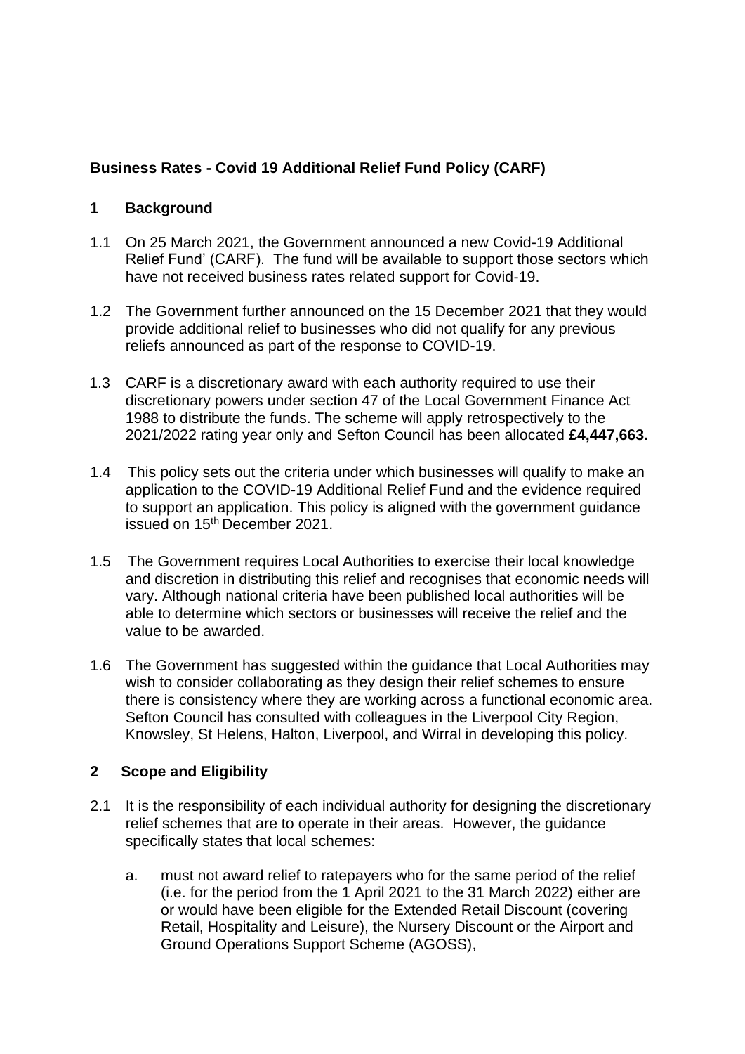**Business Rates - Covid 19 Additional Relief Fund Policy (CARF)**

## 1 Background

1.1 On 25 March 2021, the Government announced a new Covid-19 Additional Relief Fund' (CARF). The fund will be available to support those sectors which have not received business rates related support for Covid-19.

1.2 The Government further announced on the 15 December 2021 that they would provide additional relief to businesses who did not qualify for any previous reliefs announced as part of the response to COVID-19.

1.3 CARF is a discretionary award with each authority required to use their discretionary powers under section 47 of the Local Government Finance Act 1988 to distribute the funds. The scheme will apply retrospectively to the 2021/2022 rating year only and Sefton Council has been allocated **£4,447,663.**

1.4 This policy sets out the criteria under which businesses will qualify to make an application to the COVID-19 Additional Relief Fund and the evidence required to support an application. This policy is aligned with the government guidance issued on 15th December 2021.

1.5 The Government requires Local Authorities to exercise their local knowledge and discretion in distributing this relief and recognises that economic needs will vary. Although national criteria have been published local authorities will be able to determine which sectors or businesses will receive the relief and the value to be awarded.

1.6 The Government has suggested within the guidance that Local Authorities may wish to consider collaborating as they design their relief schemes to ensure there is consistency where they are working across a functional economic area. Sefton Council has consulted with colleagues in the Liverpool City Region, Knowsley, St Helens, Halton, Liverpool, and Wirral in developing this policy.

## 2 Scope and Eligibility

2.1 It is the responsibility of each individual authority for designing the discretionary relief schemes that are to operate in their areas. However, the guidance specifically states that local schemes:

a. must not award relief to ratepayers who for the same period of the relief (i.e. for the period from the 1 April 2021 to the 31 March 2022) either are or would have been eligible for the Extended Retail Discount (covering Retail, Hospitality and Leisure), the Nursery Discount or the Airport and Ground Operations Support Scheme (AGOSS),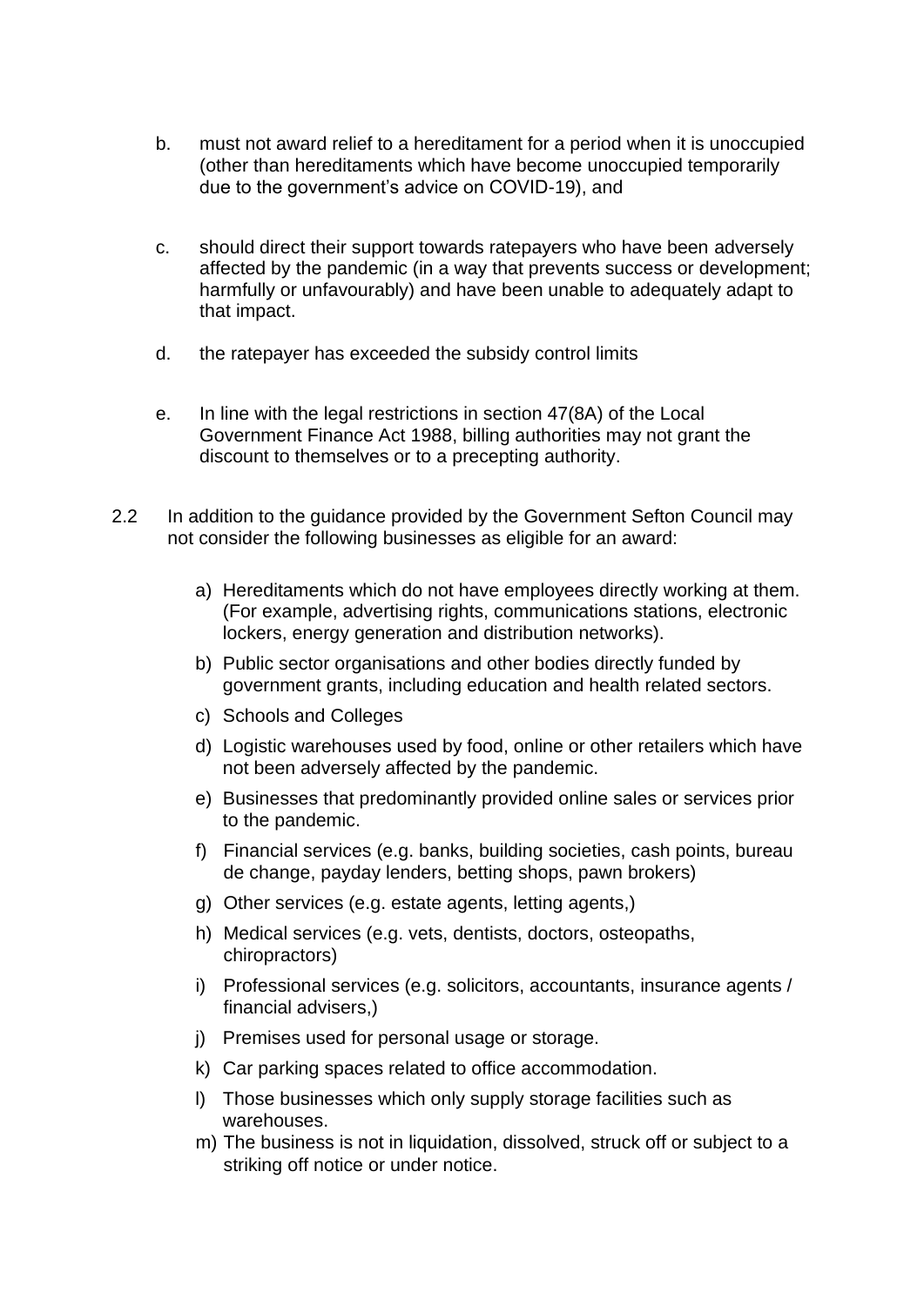b. must not award relief to a hereditament for a period when it is unoccupied (other than hereditaments which have become unoccupied temporarily due to the government's advice on COVID-19), and

c. should direct their support towards ratepayers who have been adversely affected by the pandemic (in a way that prevents success or development; harmfully or unfavourably) and have been unable to adequately adapt to that impact.

d. the ratepayer has exceeded the subsidy control limits

e. In line with the legal restrictions in section 47(8A) of the Local Government Finance Act 1988, billing authorities may not grant the discount to themselves or to a precepting authority.

2.2 In addition to the guidance provided by the Government Sefton Council may not consider the following businesses as eligible for an award:

a) Hereditaments which do not have employees directly working at them. (For example, advertising rights, communications stations, electronic lockers, energy generation and distribution networks).
b) Public sector organisations and other bodies directly funded by government grants, including education and health related sectors.
c) Schools and Colleges
d) Logistic warehouses used by food, online or other retailers which have not been adversely affected by the pandemic.
e) Businesses that predominantly provided online sales or services prior to the pandemic.
f) Financial services (e.g. banks, building societies, cash points, bureau de change, payday lenders, betting shops, pawn brokers)
g) Other services (e.g. estate agents, letting agents,)
h) Medical services (e.g. vets, dentists, doctors, osteopaths, chiropractors)
i) Professional services (e.g. solicitors, accountants, insurance agents / financial advisers,)
j) Premises used for personal usage or storage.
k) Car parking spaces related to office accommodation.
l) Those businesses which only supply storage facilities such as warehouses.
m) The business is not in liquidation, dissolved, struck off or subject to a striking off notice or under notice.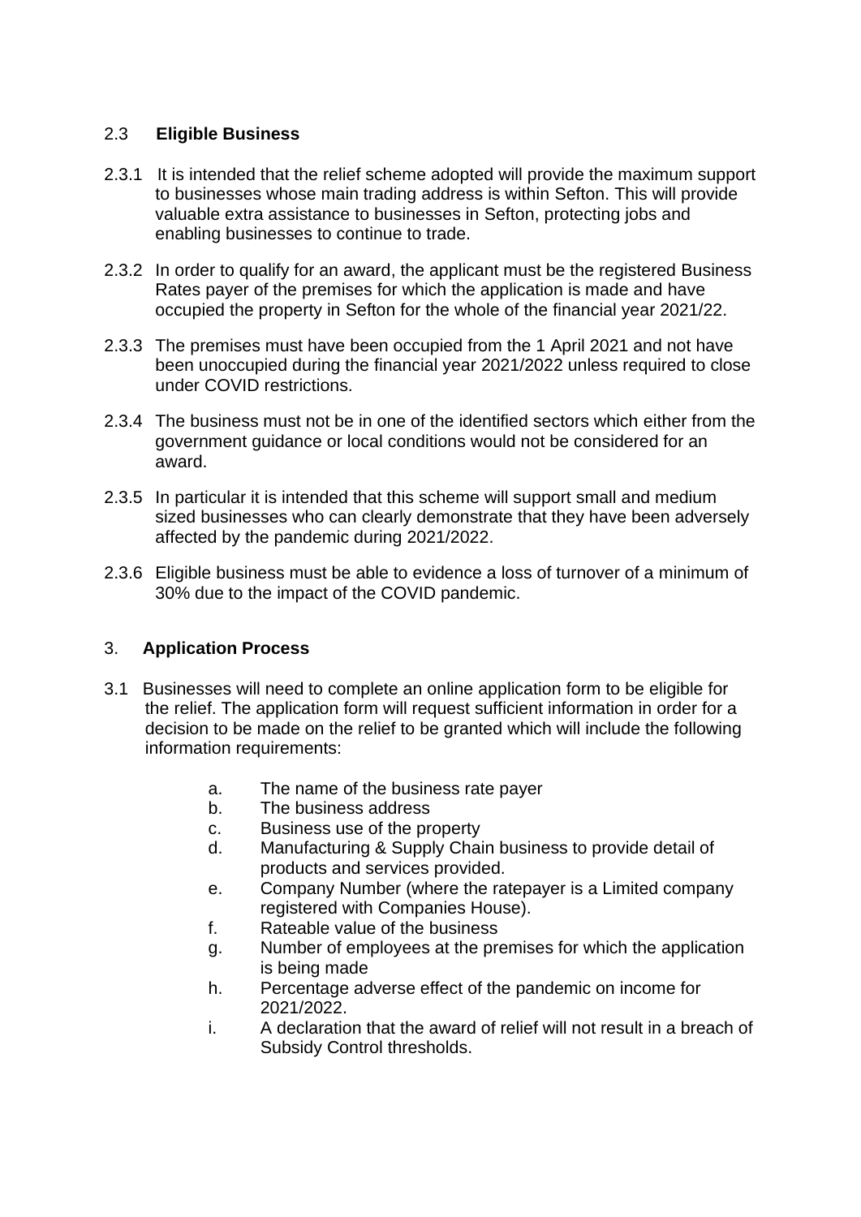### 2.3 Eligible Business

2.3.1 It is intended that the relief scheme adopted will provide the maximum support to businesses whose main trading address is within Sefton. This will provide valuable extra assistance to businesses in Sefton, protecting jobs and enabling businesses to continue to trade.

2.3.2 In order to qualify for an award, the applicant must be the registered Business Rates payer of the premises for which the application is made and have occupied the property in Sefton for the whole of the financial year 2021/22.

2.3.3 The premises must have been occupied from the 1 April 2021 and not have been unoccupied during the financial year 2021/2022 unless required to close under COVID restrictions.

2.3.4 The business must not be in one of the identified sectors which either from the government guidance or local conditions would not be considered for an award.

2.3.5 In particular it is intended that this scheme will support small and medium sized businesses who can clearly demonstrate that they have been adversely affected by the pandemic during 2021/2022.

2.3.6 Eligible business must be able to evidence a loss of turnover of a minimum of 30% due to the impact of the COVID pandemic.

## 3. Application Process

3.1 Businesses will need to complete an online application form to be eligible for the relief. The application form will request sufficient information in order for a decision to be made on the relief to be granted which will include the following information requirements:

a. The name of the business rate payer
b. The business address
c. Business use of the property
d. Manufacturing & Supply Chain business to provide detail of products and services provided.
e. Company Number (where the ratepayer is a Limited company registered with Companies House).
f. Rateable value of the business
g. Number of employees at the premises for which the application is being made
h. Percentage adverse effect of the pandemic on income for 2021/2022.
i. A declaration that the award of relief will not result in a breach of Subsidy Control thresholds.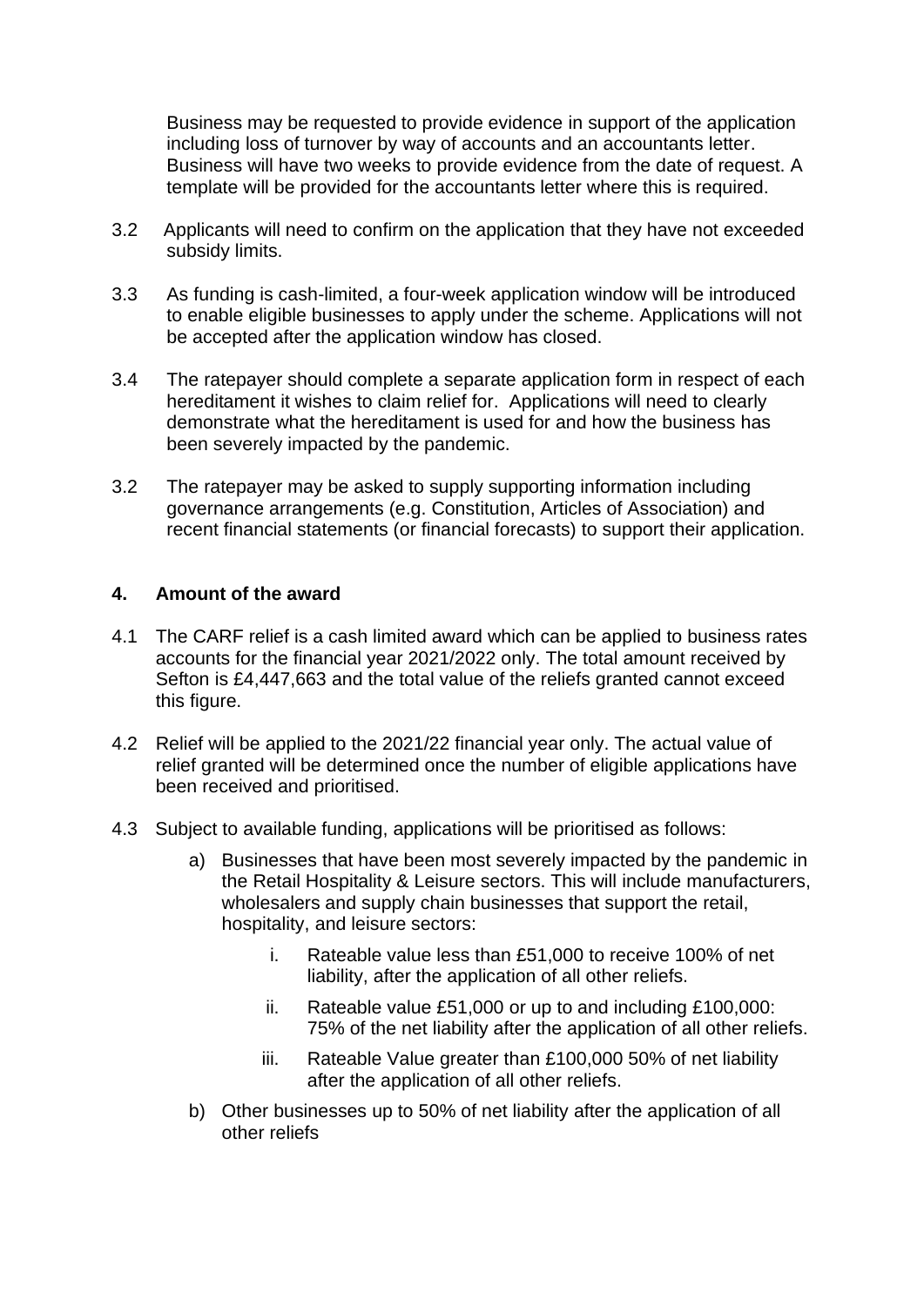Business may be requested to provide evidence in support of the application including loss of turnover by way of accounts and an accountants letter. Business will have two weeks to provide evidence from the date of request. A template will be provided for the accountants letter where this is required.

3.2 Applicants will need to confirm on the application that they have not exceeded subsidy limits.

3.3 As funding is cash-limited, a four-week application window will be introduced to enable eligible businesses to apply under the scheme. Applications will not be accepted after the application window has closed.

3.4 The ratepayer should complete a separate application form in respect of each hereditament it wishes to claim relief for. Applications will need to clearly demonstrate what the hereditament is used for and how the business has been severely impacted by the pandemic.

3.2 The ratepayer may be asked to supply supporting information including governance arrangements (e.g. Constitution, Articles of Association) and recent financial statements (or financial forecasts) to support their application.

## 4. Amount of the award

4.1 The CARF relief is a cash limited award which can be applied to business rates accounts for the financial year 2021/2022 only. The total amount received by Sefton is £4,447,663 and the total value of the reliefs granted cannot exceed this figure.

4.2 Relief will be applied to the 2021/22 financial year only. The actual value of relief granted will be determined once the number of eligible applications have been received and prioritised.

4.3 Subject to available funding, applications will be prioritised as follows:

a) Businesses that have been most severely impacted by the pandemic in the Retail Hospitality & Leisure sectors. This will include manufacturers, wholesalers and supply chain businesses that support the retail, hospitality, and leisure sectors:

   i. Rateable value less than £51,000 to receive 100% of net liability, after the application of all other reliefs.

   ii. Rateable value £51,000 or up to and including £100,000: 75% of the net liability after the application of all other reliefs.

   iii. Rateable Value greater than £100,000 50% of net liability after the application of all other reliefs.

b) Other businesses up to 50% of net liability after the application of all other reliefs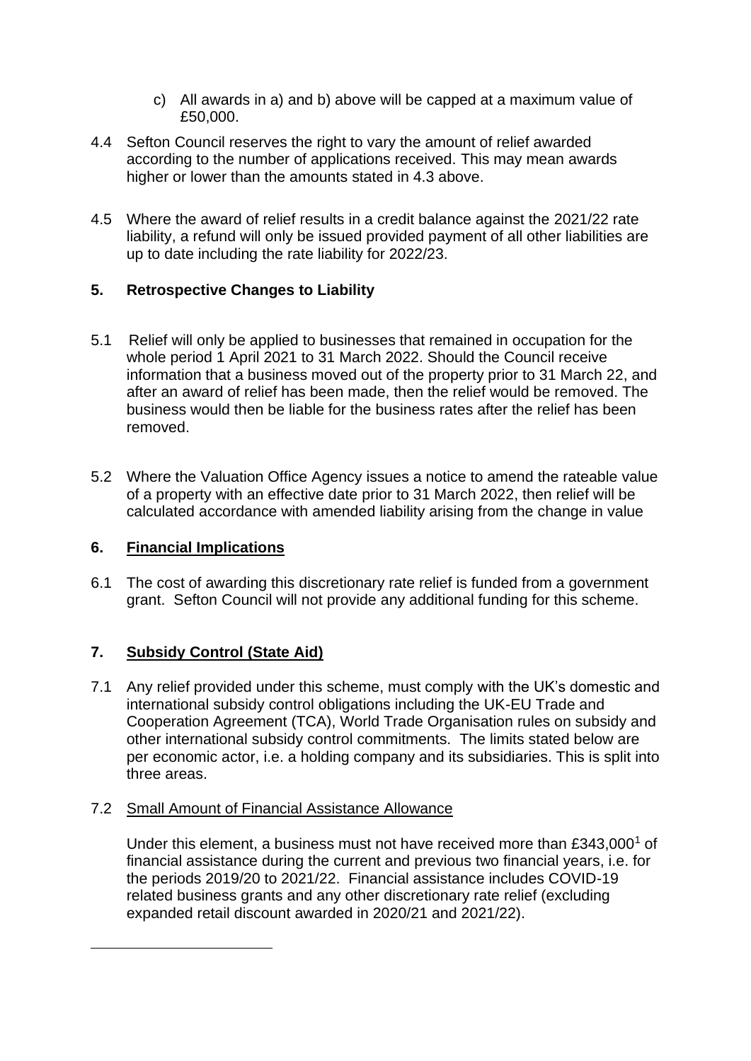c) All awards in a) and b) above will be capped at a maximum value of £50,000.

4.4 Sefton Council reserves the right to vary the amount of relief awarded according to the number of applications received. This may mean awards higher or lower than the amounts stated in 4.3 above.

4.5 Where the award of relief results in a credit balance against the 2021/22 rate liability, a refund will only be issued provided payment of all other liabilities are up to date including the rate liability for 2022/23.

## 5. Retrospective Changes to Liability

5.1 Relief will only be applied to businesses that remained in occupation for the whole period 1 April 2021 to 31 March 2022. Should the Council receive information that a business moved out of the property prior to 31 March 22, and after an award of relief has been made, then the relief would be removed. The business would then be liable for the business rates after the relief has been removed.

5.2 Where the Valuation Office Agency issues a notice to amend the rateable value of a property with an effective date prior to 31 March 2022, then relief will be calculated accordance with amended liability arising from the change in value

## 6. Financial Implications

6.1 The cost of awarding this discretionary rate relief is funded from a government grant. Sefton Council will not provide any additional funding for this scheme.

## 7. Subsidy Control (State Aid)

7.1 Any relief provided under this scheme, must comply with the UK's domestic and international subsidy control obligations including the UK-EU Trade and Cooperation Agreement (TCA), World Trade Organisation rules on subsidy and other international subsidy control commitments. The limits stated below are per economic actor, i.e. a holding company and its subsidiaries. This is split into three areas.

7.2 Small Amount of Financial Assistance Allowance

Under this element, a business must not have received more than £343,000[1] of financial assistance during the current and previous two financial years, i.e. for the periods 2019/20 to 2021/22. Financial assistance includes COVID-19 related business grants and any other discretionary rate relief (excluding expanded retail discount awarded in 2020/21 and 2021/22).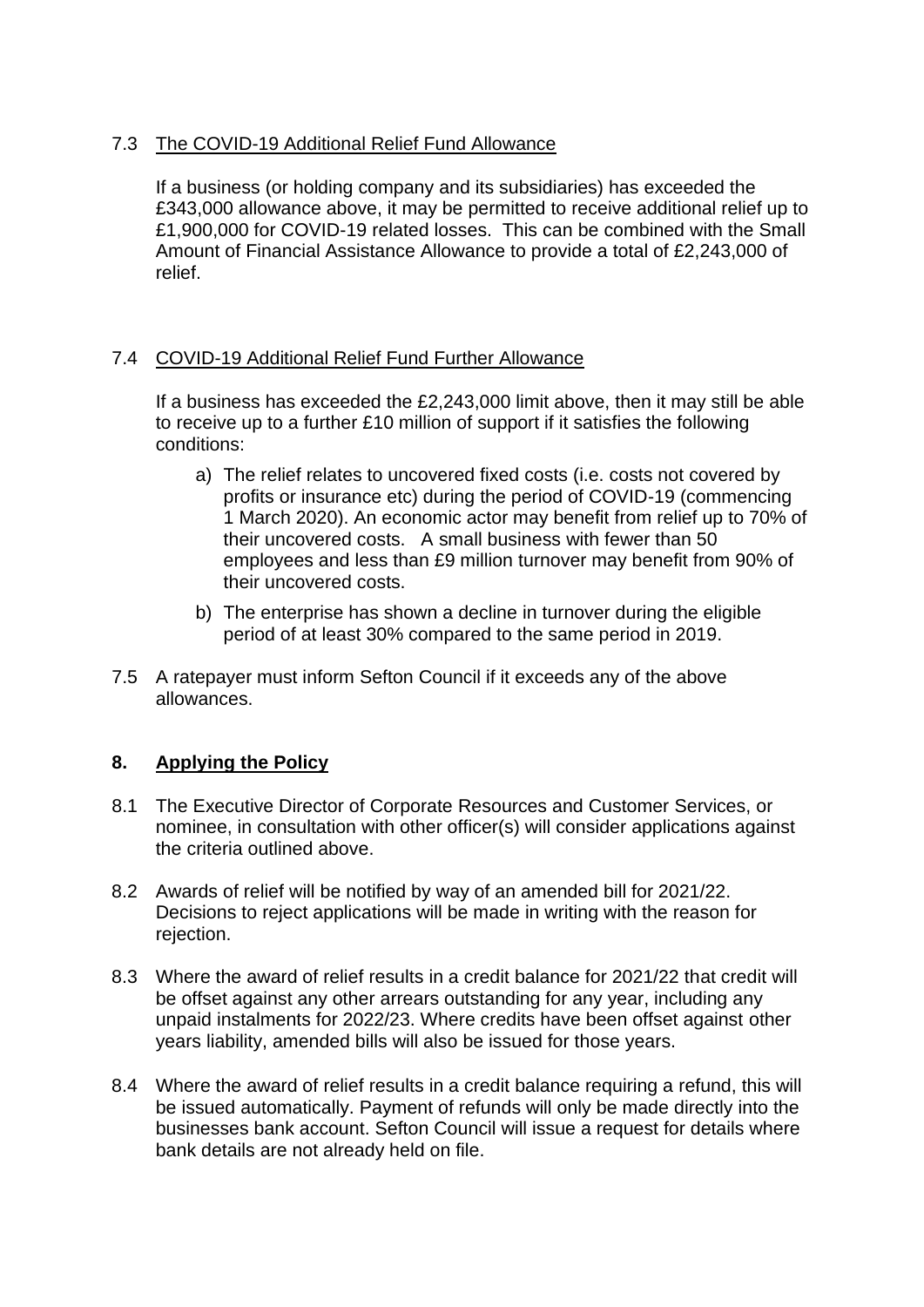7.3 <u>The COVID-19 Additional Relief Fund Allowance</u>

If a business (or holding company and its subsidiaries) has exceeded the £343,000 allowance above, it may be permitted to receive additional relief up to £1,900,000 for COVID-19 related losses. This can be combined with the Small Amount of Financial Assistance Allowance to provide a total of £2,243,000 of relief.

7.4 <u>COVID-19 Additional Relief Fund Further Allowance</u>

If a business has exceeded the £2,243,000 limit above, then it may still be able to receive up to a further £10 million of support if it satisfies the following conditions:

a) The relief relates to uncovered fixed costs (i.e. costs not covered by profits or insurance etc) during the period of COVID-19 (commencing 1 March 2020). An economic actor may benefit from relief up to 70% of their uncovered costs. A small business with fewer than 50 employees and less than £9 million turnover may benefit from 90% of their uncovered costs.

b) The enterprise has shown a decline in turnover during the eligible period of at least 30% compared to the same period in 2019.

7.5 A ratepayer must inform Sefton Council if it exceeds any of the above allowances.

## 8. Applying the Policy

8.1 The Executive Director of Corporate Resources and Customer Services, or nominee, in consultation with other officer(s) will consider applications against the criteria outlined above.

8.2 Awards of relief will be notified by way of an amended bill for 2021/22. Decisions to reject applications will be made in writing with the reason for rejection.

8.3 Where the award of relief results in a credit balance for 2021/22 that credit will be offset against any other arrears outstanding for any year, including any unpaid instalments for 2022/23. Where credits have been offset against other years liability, amended bills will also be issued for those years.

8.4 Where the award of relief results in a credit balance requiring a refund, this will be issued automatically. Payment of refunds will only be made directly into the businesses bank account. Sefton Council will issue a request for details where bank details are not already held on file.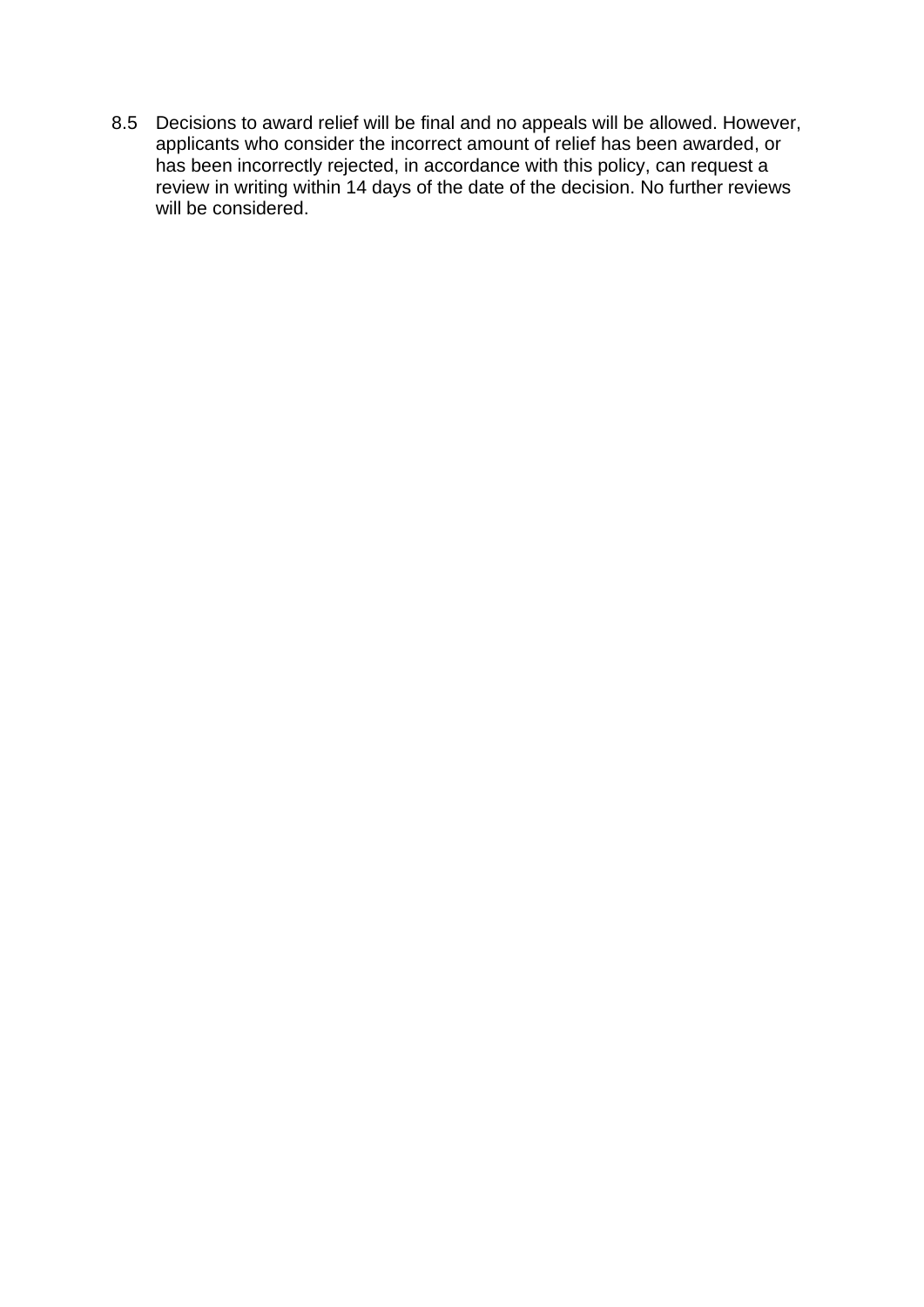8.5 Decisions to award relief will be final and no appeals will be allowed. However, applicants who consider the incorrect amount of relief has been awarded, or has been incorrectly rejected, in accordance with this policy, can request a review in writing within 14 days of the date of the decision. No further reviews will be considered.